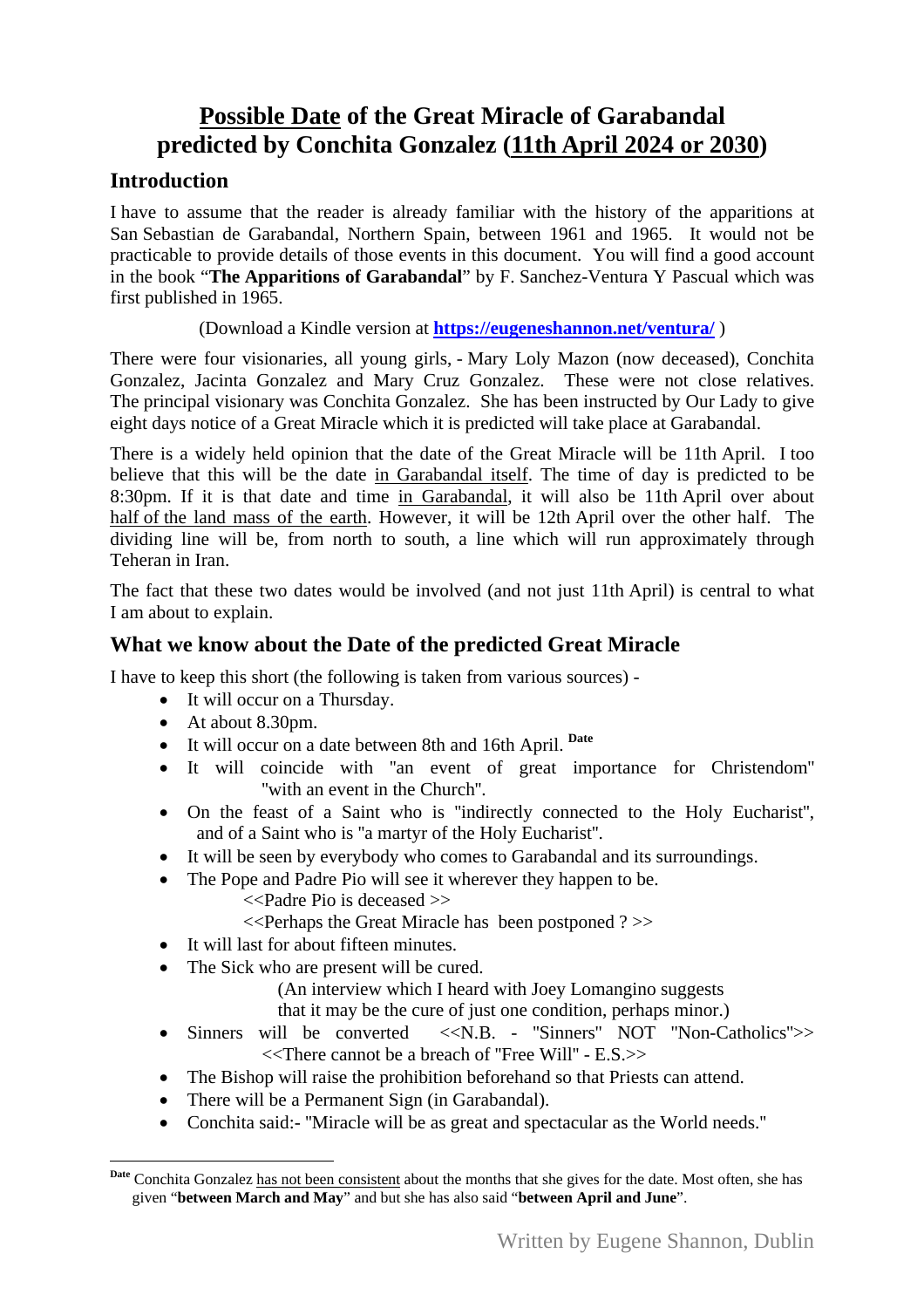# <u>Possible Date</u> of the Great Miracle of Garabandal predicted by Conchita Gonzalez (<u>11th April 2024 or 2030</u>)

## Introduction

I have to assume that the reader is already familiar with the history of the apparitions at San Sebastian de Garabandal, Northern Spain, between 1961 and 1965. It would not be practicable to provide details of those events in this document. You will find a good account in the book "**The Apparitions of Garabandal**" by F. Sanchez-Ventura Y Pascual which was first published in 1965.

(Download a Kindle version at **https://eugeneshannon.net/ventura/** )

There were four visionaries, all young girls, - Mary Loly Mazon (now deceased), Conchita Gonzalez, Jacinta Gonzalez and Mary Cruz Gonzalez. These were not close relatives. The principal visionary was Conchita Gonzalez. She has been instructed by Our Lady to give eight days notice of a Great Miracle which it is predicted will take place at Garabandal.

There is a widely held opinion that the date of the Great Miracle will be 11th April. I too believe that this will be the date <u>in Garabandal itself</u>. The time of day is predicted to be 8:30pm. If it is that date and time <u>in Garabandal</u>, it will also be 11th April over about <u>half of the land mass of the earth</u>. However, it will be 12th April over the other half. The dividing line will be, from north to south, a line which will run approximately through Teheran in Iran.

The fact that these two dates would be involved (and not just 11th April) is central to what I am about to explain.

## What we know about the Date of the predicted Great Miracle

I have to keep this short (the following is taken from various sources) -

- It will occur on a Thursday.
- At about 8.30pm.
- It will occur on a date between 8th and 16th April. [Date]
- It will coincide with "an event of great importance for Christendom" "with an event in the Church".
- On the feast of a Saint who is "indirectly connected to the Holy Eucharist", and of a Saint who is "a martyr of the Holy Eucharist".
- It will be seen by everybody who comes to Garabandal and its surroundings.
- The Pope and Padre Pio will see it wherever they happen to be.
  <<Padre Pio is deceased >>
  <<Perhaps the Great Miracle has been postponed ? >>
- It will last for about fifteen minutes.
- The Sick who are present will be cured.
  (An interview which I heard with Joey Lomangino suggests that it may be the cure of just one condition, perhaps minor.)
- Sinners will be converted <<N.B. - "Sinners" NOT "Non-Catholics">>
  <<There cannot be a breach of "Free Will" - E.S.>>
- The Bishop will raise the prohibition beforehand so that Priests can attend.
- There will be a Permanent Sign (in Garabandal).
- Conchita said:- "Miracle will be as great and spectacular as the World needs."

---

[Date] Conchita Gonzalez <u>has not been consistent</u> about the months that she gives for the date. Most often, she has given "**between March and May**" and but she has also said "**between April and June**".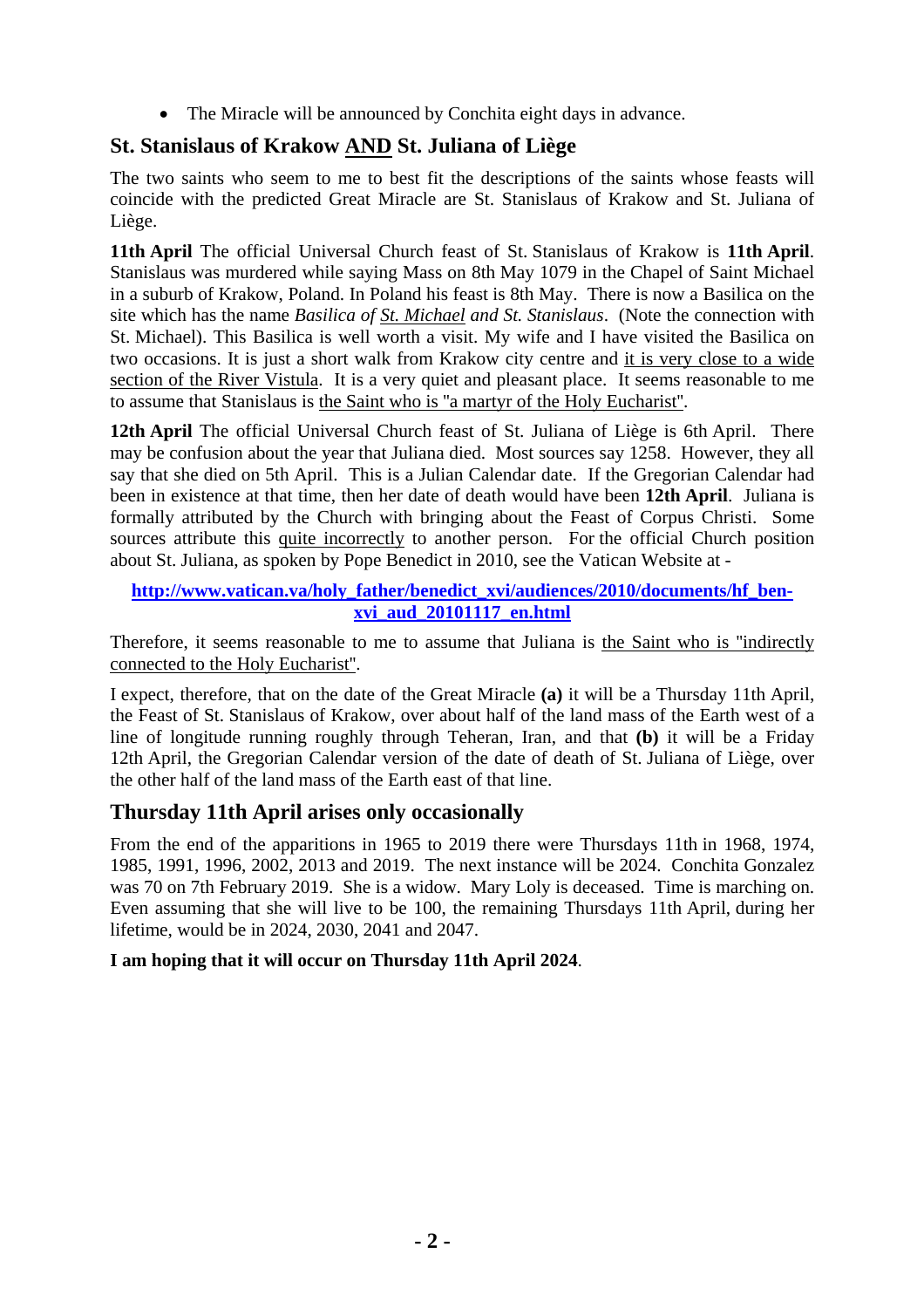- The Miracle will be announced by Conchita eight days in advance.

## St. Stanislaus of Krakow AND St. Juliana of Liège

The two saints who seem to me to best fit the descriptions of the saints whose feasts will coincide with the predicted Great Miracle are St. Stanislaus of Krakow and St. Juliana of Liège.

**11th April** The official Universal Church feast of St. Stanislaus of Krakow is **11th April**. Stanislaus was murdered while saying Mass on 8th May 1079 in the Chapel of Saint Michael in a suburb of Krakow, Poland. In Poland his feast is 8th May. There is now a Basilica on the site which has the name *Basilica of St. Michael and St. Stanislaus*. (Note the connection with St. Michael). This Basilica is well worth a visit. My wife and I have visited the Basilica on two occasions. It is just a short walk from Krakow city centre and it is very close to a wide section of the River Vistula. It is a very quiet and pleasant place. It seems reasonable to me to assume that Stanislaus is the Saint who is "a martyr of the Holy Eucharist".

**12th April** The official Universal Church feast of St. Juliana of Liège is 6th April. There may be confusion about the year that Juliana died. Most sources say 1258. However, they all say that she died on 5th April. This is a Julian Calendar date. If the Gregorian Calendar had been in existence at that time, then her date of death would have been **12th April**. Juliana is formally attributed by the Church with bringing about the Feast of Corpus Christi. Some sources attribute this quite incorrectly to another person. For the official Church position about St. Juliana, as spoken by Pope Benedict in 2010, see the Vatican Website at -

**http://www.vatican.va/holy_father/benedict_xvi/audiences/2010/documents/hf_ben-xvi_aud_20101117_en.html**

Therefore, it seems reasonable to me to assume that Juliana is the Saint who is "indirectly connected to the Holy Eucharist".

I expect, therefore, that on the date of the Great Miracle **(a)** it will be a Thursday 11th April, the Feast of St. Stanislaus of Krakow, over about half of the land mass of the Earth west of a line of longitude running roughly through Teheran, Iran, and that **(b)** it will be a Friday 12th April, the Gregorian Calendar version of the date of death of St. Juliana of Liège, over the other half of the land mass of the Earth east of that line.

## Thursday 11th April arises only occasionally

From the end of the apparitions in 1965 to 2019 there were Thursdays 11th in 1968, 1974, 1985, 1991, 1996, 2002, 2013 and 2019. The next instance will be 2024. Conchita Gonzalez was 70 on 7th February 2019. She is a widow. Mary Loly is deceased. Time is marching on. Even assuming that she will live to be 100, the remaining Thursdays 11th April, during her lifetime, would be in 2024, 2030, 2041 and 2047.

**I am hoping that it will occur on Thursday 11th April 2024**.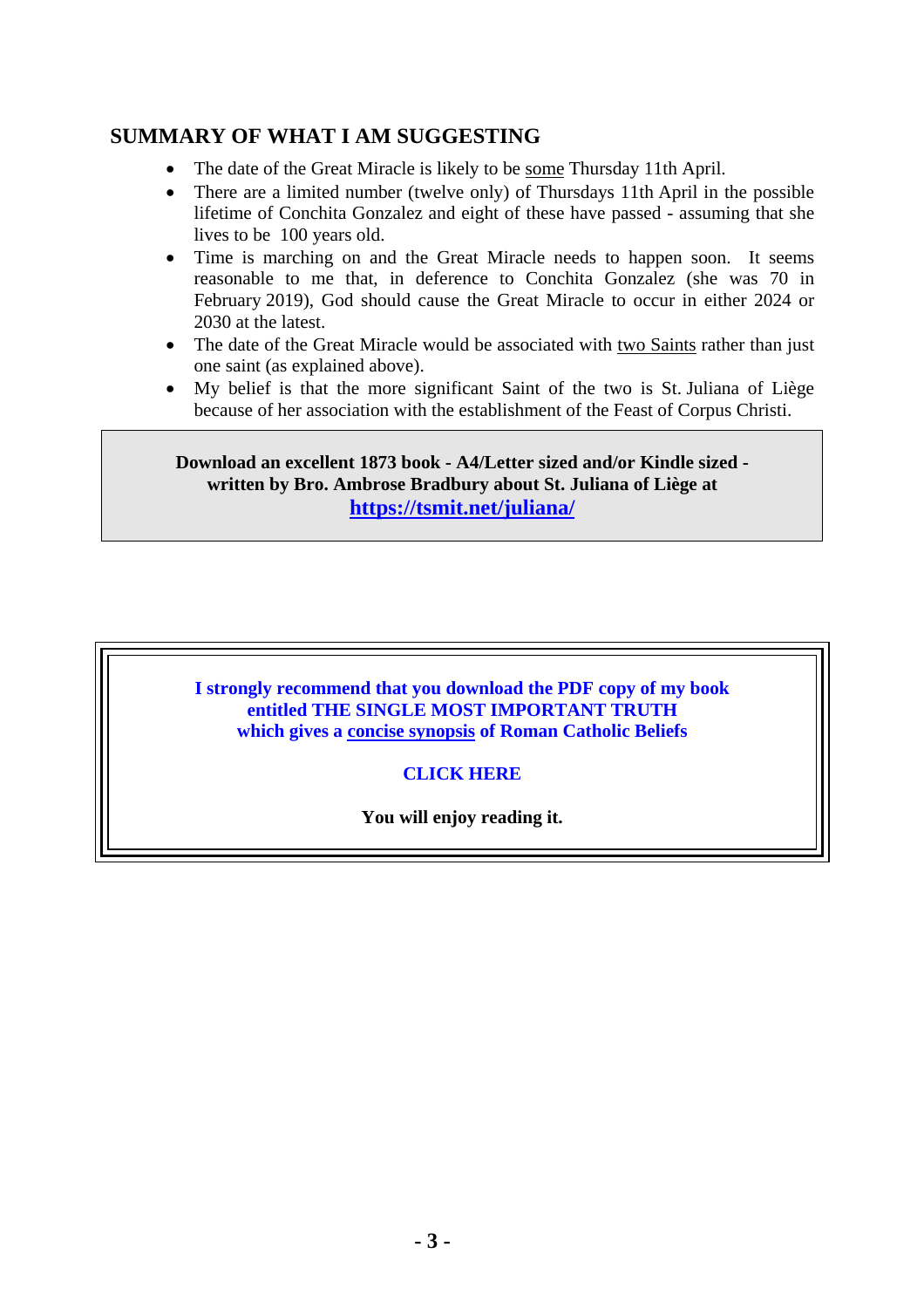## SUMMARY OF WHAT I AM SUGGESTING

- The date of the Great Miracle is likely to be some Thursday 11th April.
- There are a limited number (twelve only) of Thursdays 11th April in the possible lifetime of Conchita Gonzalez and eight of these have passed - assuming that she lives to be 100 years old.
- Time is marching on and the Great Miracle needs to happen soon. It seems reasonable to me that, in deference to Conchita Gonzalez (she was 70 in February 2019), God should cause the Great Miracle to occur in either 2024 or 2030 at the latest.
- The date of the Great Miracle would be associated with two Saints rather than just one saint (as explained above).
- My belief is that the more significant Saint of the two is St. Juliana of Liège because of her association with the establishment of the Feast of Corpus Christi.

**Download an excellent 1873 book - A4/Letter sized and/or Kindle sized - written by Bro. Ambrose Bradbury about St. Juliana of Liège at**
**https://tsmit.net/juliana/**

**I strongly recommend that you download the PDF copy of my book entitled THE SINGLE MOST IMPORTANT TRUTH which gives a concise synopsis of Roman Catholic Beliefs**

**CLICK HERE**

**You will enjoy reading it.**